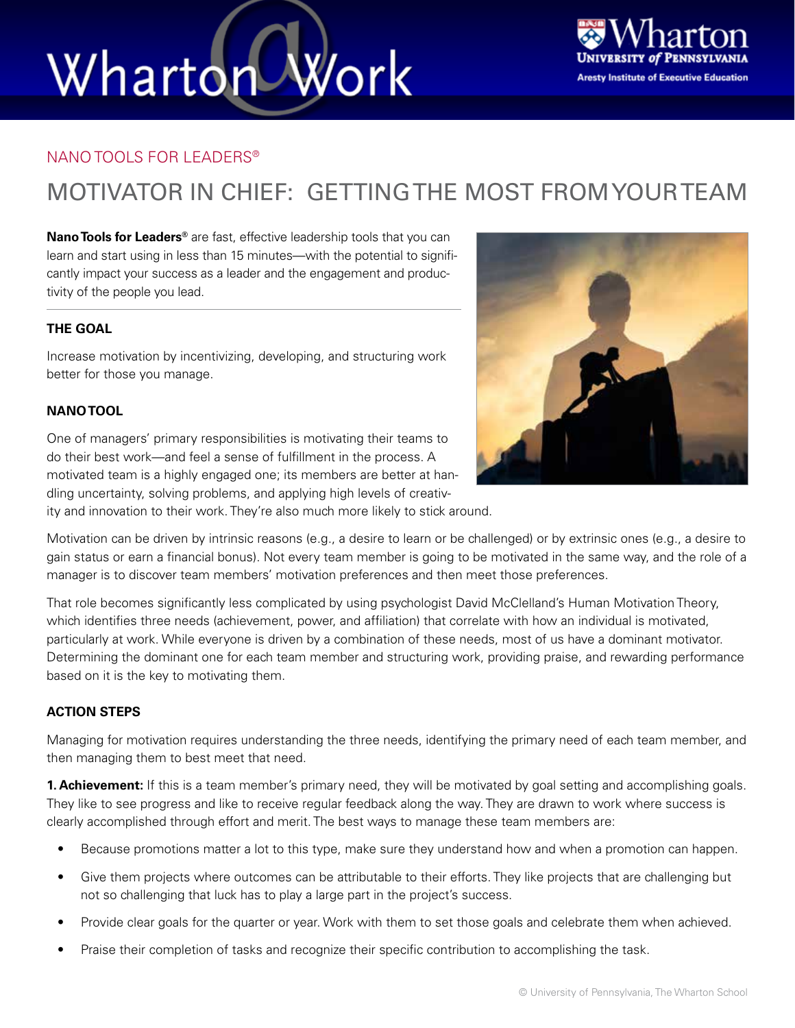# Wharton@Work

NANO TOOLS FOR LEADERS®

## MOTIVATOR IN CHIEF: GETTING THE MOST FROM YOUR TEAM

**Nano Tools for Leaders®** are fast, effective leadership tools that you can learn and start using in less than 15 minutes—with the potential to significantly impact your success as a leader and the engagement and productivity of the people you lead.

### THE GOAL

Increase motivation by incentivizing, developing, and structuring work better for those you manage.

### NANO TOOL

One of managers' primary responsibilities is motivating their teams to do their best work—and feel a sense of fulfillment in the process. A motivated team is a highly engaged one; its members are better at handling uncertainty, solving problems, and applying high levels of creativity and innovation to their work. They're also much more likely to stick around.

Motivation can be driven by intrinsic reasons (e.g., a desire to learn or be challenged) or by extrinsic ones (e.g., a desire to gain status or earn a financial bonus). Not every team member is going to be motivated in the same way, and the role of a manager is to discover team members' motivation preferences and then meet those preferences.

That role becomes significantly less complicated by using psychologist David McClelland's Human Motivation Theory, which identifies three needs (achievement, power, and affiliation) that correlate with how an individual is motivated, particularly at work. While everyone is driven by a combination of these needs, most of us have a dominant motivator. Determining the dominant one for each team member and structuring work, providing praise, and rewarding performance based on it is the key to motivating them.

### ACTION STEPS

Managing for motivation requires understanding the three needs, identifying the primary need of each team member, and then managing them to best meet that need.

**1. Achievement:** If this is a team member's primary need, they will be motivated by goal setting and accomplishing goals. They like to see progress and like to receive regular feedback along the way. They are drawn to work where success is clearly accomplished through effort and merit. The best ways to manage these team members are:

- Because promotions matter a lot to this type, make sure they understand how and when a promotion can happen.
- Give them projects where outcomes can be attributable to their efforts. They like projects that are challenging but not so challenging that luck has to play a large part in the project's success.
- Provide clear goals for the quarter or year. Work with them to set those goals and celebrate them when achieved.
- Praise their completion of tasks and recognize their specific contribution to accomplishing the task.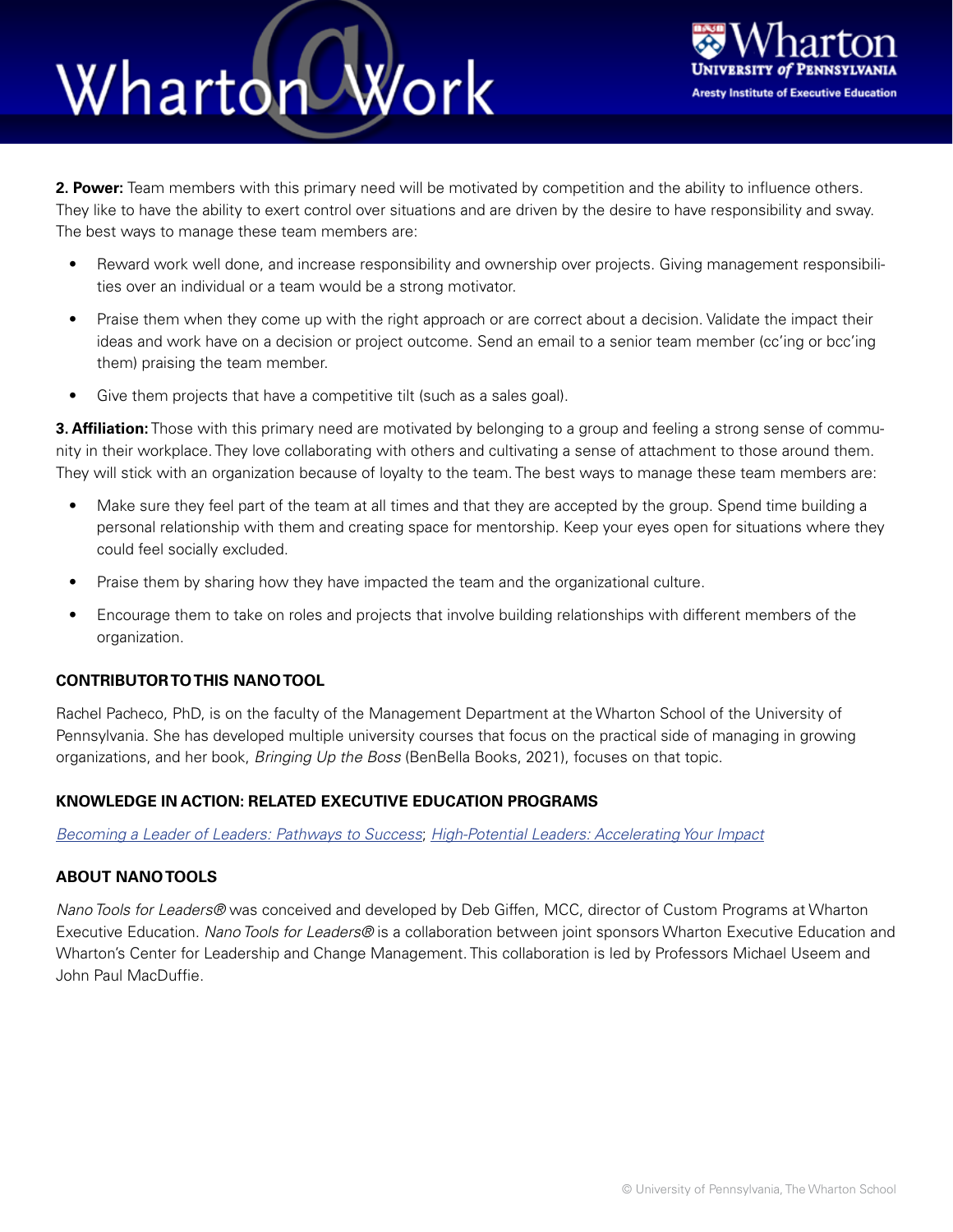**2. Power:** Team members with this primary need will be motivated by competition and the ability to influence others. They like to have the ability to exert control over situations and are driven by the desire to have responsibility and sway. The best ways to manage these team members are:

- Reward work well done, and increase responsibility and ownership over projects. Giving management responsibilities over an individual or a team would be a strong motivator.
- Praise them when they come up with the right approach or are correct about a decision. Validate the impact their ideas and work have on a decision or project outcome. Send an email to a senior team member (cc'ing or bcc'ing them) praising the team member.
- Give them projects that have a competitive tilt (such as a sales goal).

**3. Affiliation:** Those with this primary need are motivated by belonging to a group and feeling a strong sense of community in their workplace. They love collaborating with others and cultivating a sense of attachment to those around them. They will stick with an organization because of loyalty to the team. The best ways to manage these team members are:

- Make sure they feel part of the team at all times and that they are accepted by the group. Spend time building a personal relationship with them and creating space for mentorship. Keep your eyes open for situations where they could feel socially excluded.
- Praise them by sharing how they have impacted the team and the organizational culture.
- Encourage them to take on roles and projects that involve building relationships with different members of the organization.

### CONTRIBUTOR TO THIS NANO TOOL

Rachel Pacheco, PhD, is on the faculty of the Management Department at the Wharton School of the University of Pennsylvania. She has developed multiple university courses that focus on the practical side of managing in growing organizations, and her book, *Bringing Up the Boss* (BenBella Books, 2021), focuses on that topic.

### KNOWLEDGE IN ACTION: RELATED EXECUTIVE EDUCATION PROGRAMS

*Becoming a Leader of Leaders: Pathways to Success*; *High-Potential Leaders: Accelerating Your Impact*

### ABOUT NANO TOOLS

*Nano Tools for Leaders®* was conceived and developed by Deb Giffen, MCC, director of Custom Programs at Wharton Executive Education. *Nano Tools for Leaders®* is a collaboration between joint sponsors Wharton Executive Education and Wharton's Center for Leadership and Change Management. This collaboration is led by Professors Michael Useem and John Paul MacDuffie.